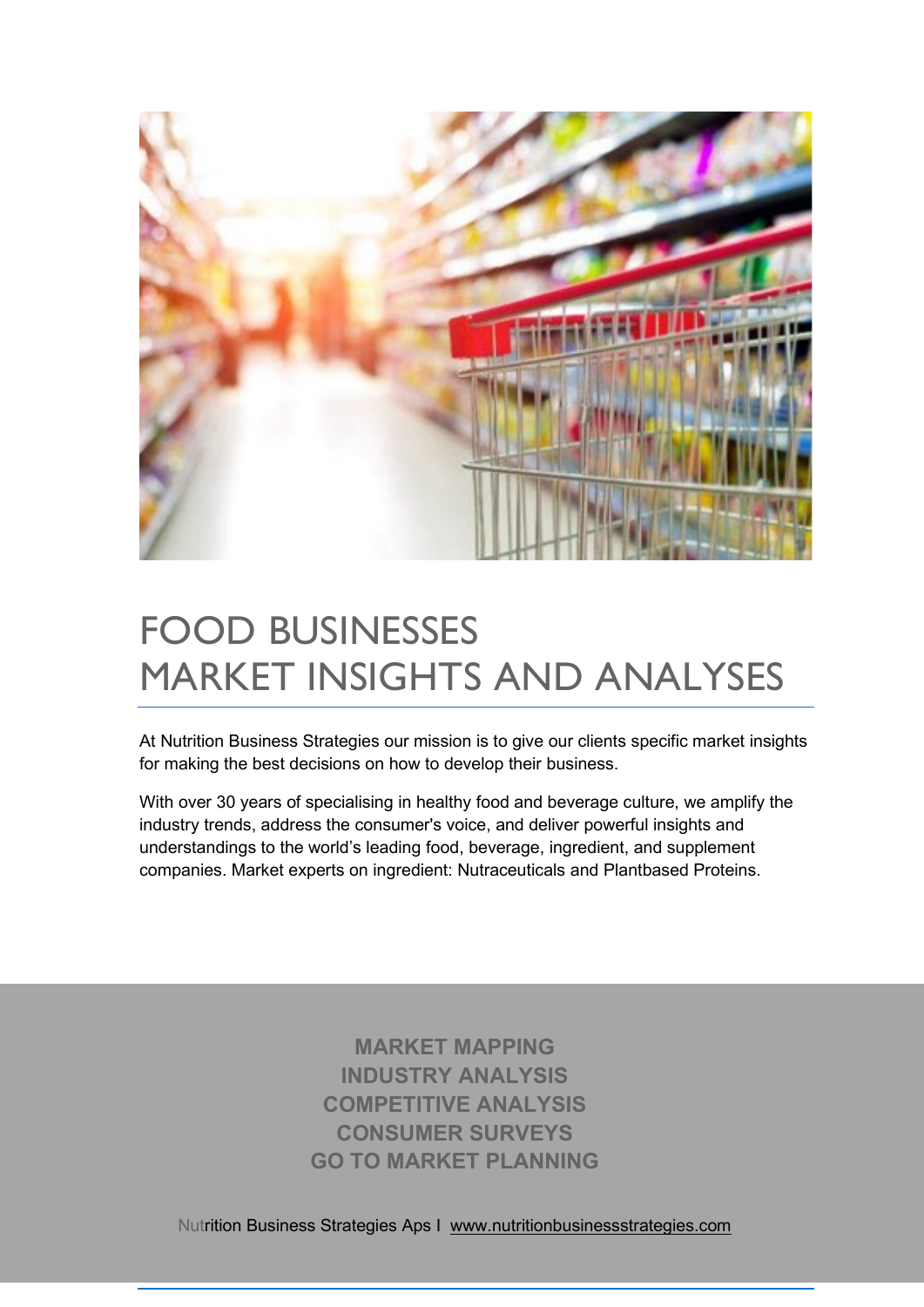# FOOD BUSINESSES
# MARKET INSIGHTS AND ANALYSES

At Nutrition Business Strategies our mission is to give our clients specific market insights for making the best decisions on how to develop their business.

With over 30 years of specialising in healthy food and beverage culture, we amplify the industry trends, address the consumer's voice, and deliver powerful insights and understandings to the world's leading food, beverage, ingredient, and supplement companies. Market experts on ingredient: Nutraceuticals and Plantbased Proteins.

**MARKET MAPPING**
**INDUSTRY ANALYSIS**
**COMPETITIVE ANALYSIS**
**CONSUMER SURVEYS**
**GO TO MARKET PLANNING**

Nutrition Business Strategies Aps I www.nutritionbusinessstrategies.com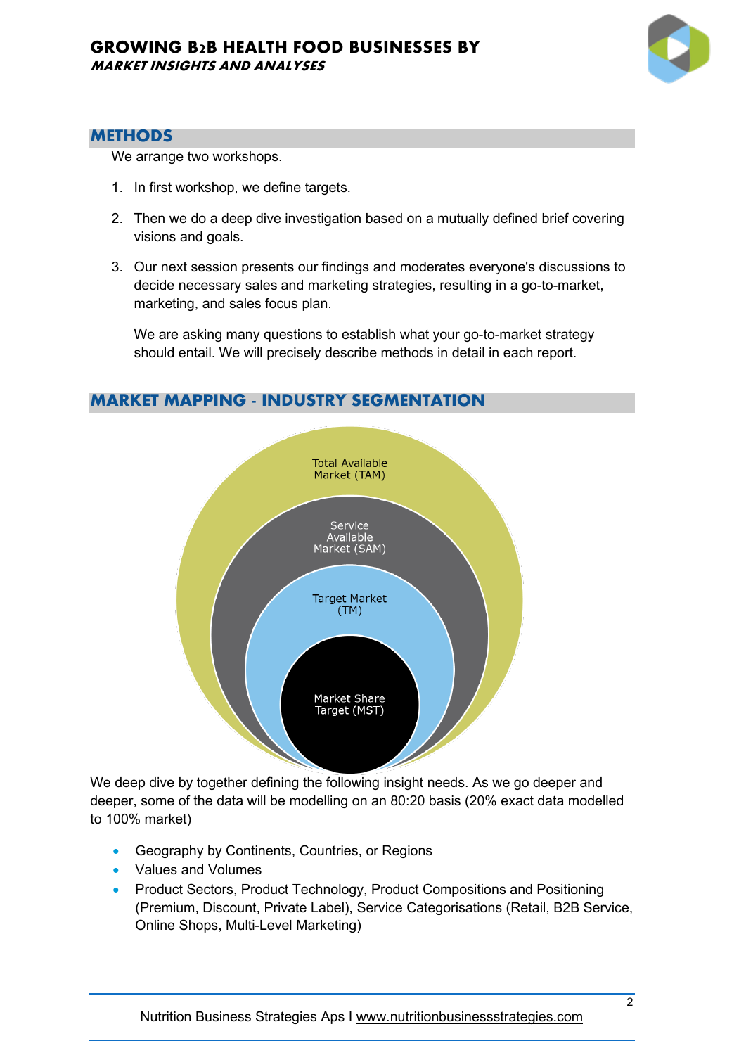## METHODS

We arrange two workshops.

1. In first workshop, we define targets.
2. Then we do a deep dive investigation based on a mutually defined brief covering visions and goals.
3. Our next session presents our findings and moderates everyone's discussions to decide necessary sales and marketing strategies, resulting in a go-to-market, marketing, and sales focus plan.

   We are asking many questions to establish what your go-to-market strategy should entail. We will precisely describe methods in detail in each report.

## MARKET MAPPING - INDUSTRY SEGMENTATION

Total Available Market (TAM)

Service Available Market (SAM)

Target Market (TM)

Market Share Target (MST)

We deep dive by together defining the following insight needs. As we go deeper and deeper, some of the data will be modelling on an 80:20 basis (20% exact data modelled to 100% market)

- Geography by Continents, Countries, or Regions
- Values and Volumes
- Product Sectors, Product Technology, Product Compositions and Positioning (Premium, Discount, Private Label), Service Categorisations (Retail, B2B Service, Online Shops, Multi-Level Marketing)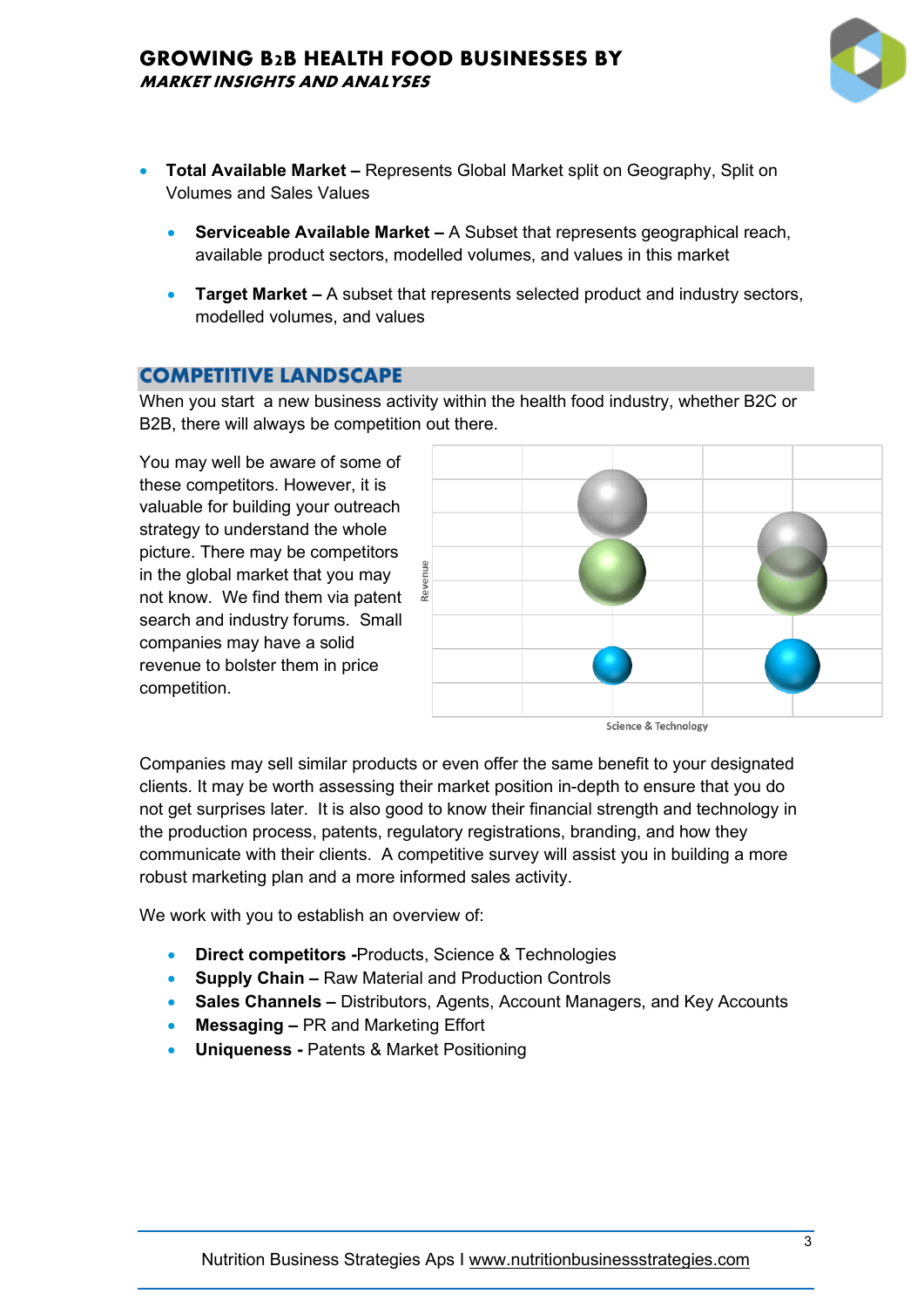- **Total Available Market –** Represents Global Market split on Geography, Split on Volumes and Sales Values
  - **Serviceable Available Market –** A Subset that represents geographical reach, available product sectors, modelled volumes, and values in this market
  - **Target Market –** A subset that represents selected product and industry sectors, modelled volumes, and values

## COMPETITIVE LANDSCAPE

When you start a new business activity within the health food industry, whether B2C or B2B, there will always be competition out there.

You may well be aware of some of these competitors. However, it is valuable for building your outreach strategy to understand the whole picture. There may be competitors in the global market that you may not know. We find them via patent search and industry forums. Small companies may have a solid revenue to bolster them in price competition.

Revenue

Science & Technology

Companies may sell similar products or even offer the same benefit to your designated clients. It may be worth assessing their market position in-depth to ensure that you do not get surprises later. It is also good to know their financial strength and technology in the production process, patents, regulatory registrations, branding, and how they communicate with their clients. A competitive survey will assist you in building a more robust marketing plan and a more informed sales activity.

We work with you to establish an overview of:

- **Direct competitors -**Products, Science & Technologies
- **Supply Chain –** Raw Material and Production Controls
- **Sales Channels –** Distributors, Agents, Account Managers, and Key Accounts
- **Messaging –** PR and Marketing Effort
- **Uniqueness -** Patents & Market Positioning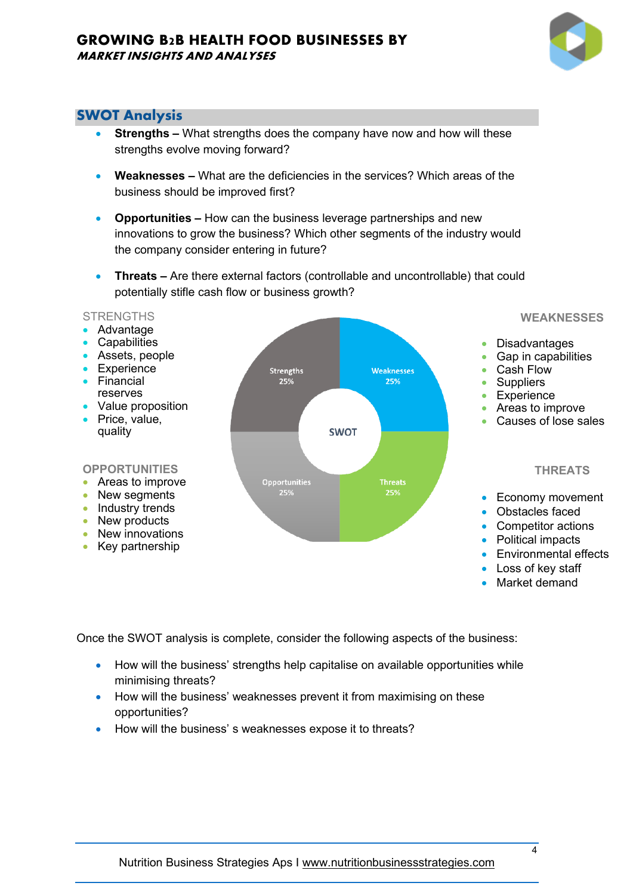## SWOT Analysis

- **Strengths –** What strengths does the company have now and how will these strengths evolve moving forward?
- **Weaknesses –** What are the deficiencies in the services? Which areas of the business should be improved first?
- **Opportunities –** How can the business leverage partnerships and new innovations to grow the business? Which other segments of the industry would the company consider entering in future?
- **Threats –** Are there external factors (controllable and uncontrollable) that could potentially stifle cash flow or business growth?

STRENGTHS

- Advantage
- Capabilities
- Assets, people
- Experience
- Financial reserves
- Value proposition
- Price, value, quality

WEAKNESSES

- Disadvantages
- Gap in capabilities
- Cash Flow
- Suppliers
- Experience
- Areas to improve
- Causes of lose sales

OPPORTUNITIES

- Areas to improve
- New segments
- Industry trends
- New products
- New innovations
- Key partnership

THREATS

- Economy movement
- Obstacles faced
- Competitor actions
- Political impacts
- Environmental effects
- Loss of key staff
- Market demand

SWOT: Strengths 25%, Weaknesses 25%, Opportunities 25%, Threats 25%

Once the SWOT analysis is complete, consider the following aspects of the business:

- How will the business' strengths help capitalise on available opportunities while minimising threats?
- How will the business' weaknesses prevent it from maximising on these opportunities?
- How will the business' s weaknesses expose it to threats?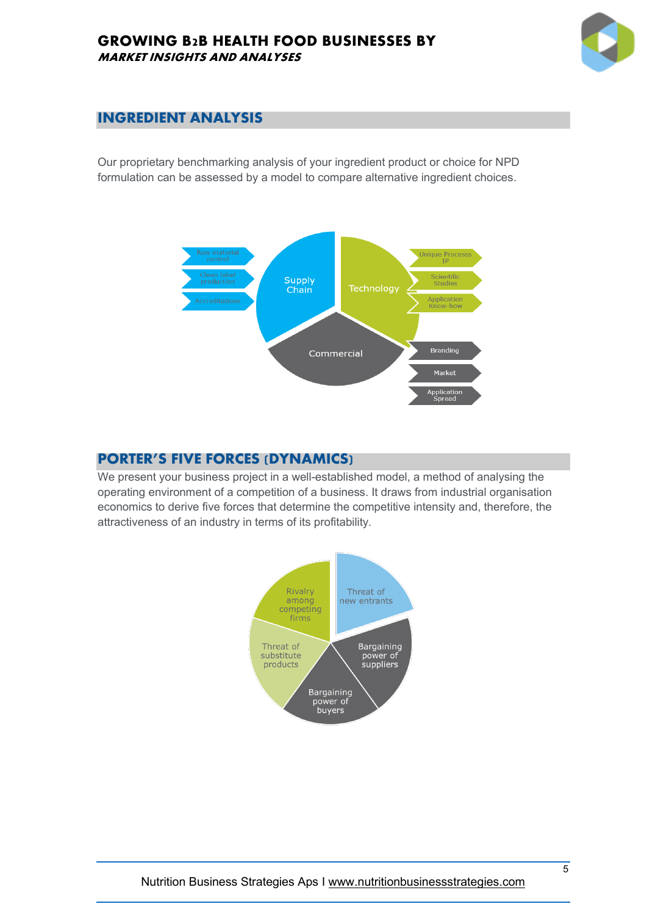## INGREDIENT ANALYSIS

Our proprietary benchmarking analysis of your ingredient product or choice for NPD formulation can be assessed by a model to compare alternative ingredient choices.

- Supply Chain
  - Raw material control
  - Clean label production
  - Accreditations
- Technology
  - Unique Process IP
  - Scientific Studies
  - Application Know-how
- Commercial
  - Branding
  - Market
  - Application Spread

## PORTER'S FIVE FORCES (DYNAMICS)

We present your business project in a well-established model, a method of analysing the operating environment of a competition of a business. It draws from industrial organisation economics to derive five forces that determine the competitive intensity and, therefore, the attractiveness of an industry in terms of its profitability.

- Threat of new entrants
- Bargaining power of suppliers
- Bargaining power of buyers
- Threat of substitute products
- Rivalry among competing firms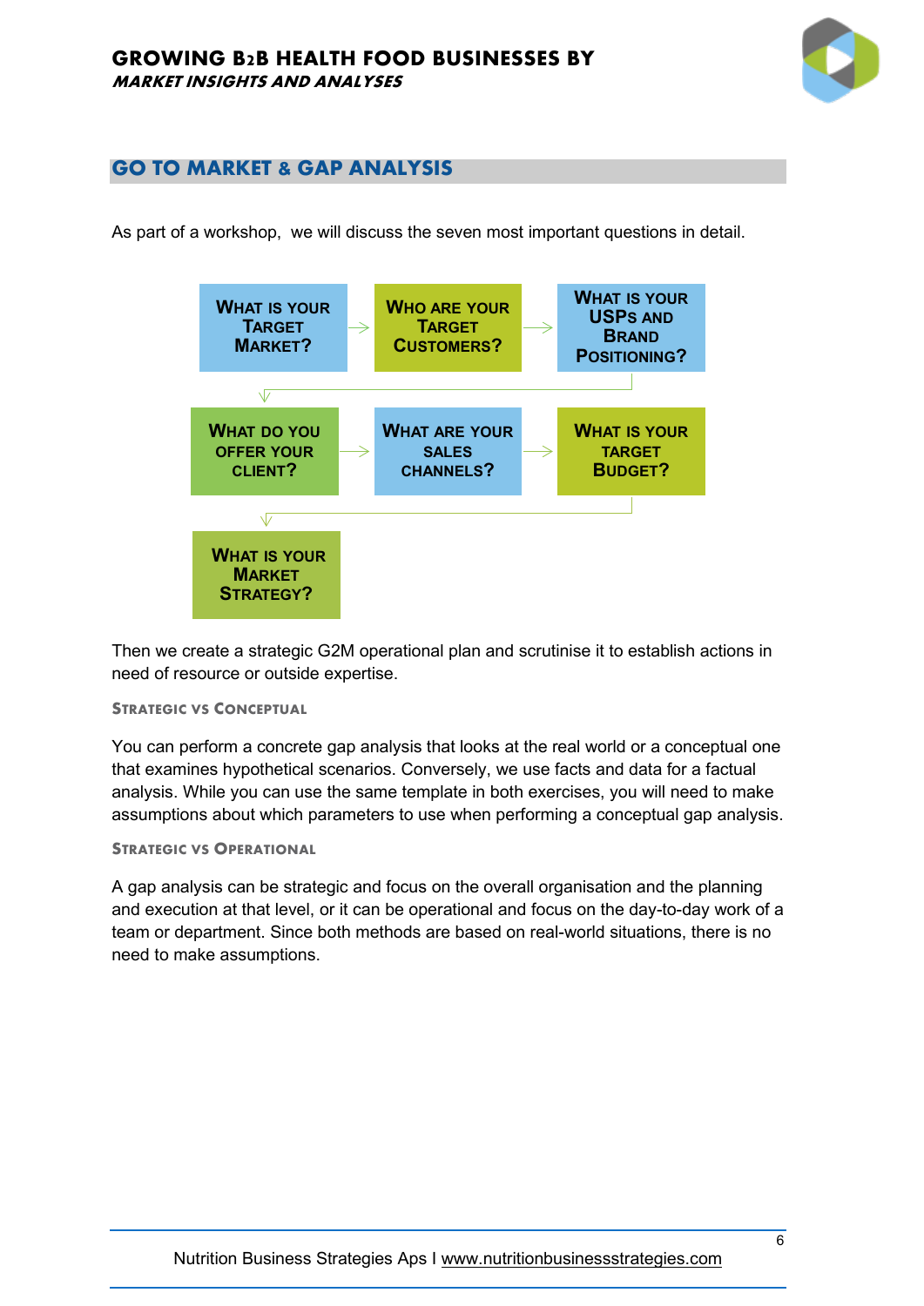## GO TO MARKET & GAP ANALYSIS

As part of a workshop, we will discuss the seven most important questions in detail.

1. What is your Target Market?
2. Who are your Target Customers?
3. What is your USPs and Brand Positioning?
4. What do you offer your client?
5. What are your sales channels?
6. What is your target Budget?
7. What is your Market Strategy?

Then we create a strategic G2M operational plan and scrutinise it to establish actions in need of resource or outside expertise.

#### Strategic vs Conceptual

You can perform a concrete gap analysis that looks at the real world or a conceptual one that examines hypothetical scenarios. Conversely, we use facts and data for a factual analysis. While you can use the same template in both exercises, you will need to make assumptions about which parameters to use when performing a conceptual gap analysis.

#### Strategic vs Operational

A gap analysis can be strategic and focus on the overall organisation and the planning and execution at that level, or it can be operational and focus on the day-to-day work of a team or department. Since both methods are based on real-world situations, there is no need to make assumptions.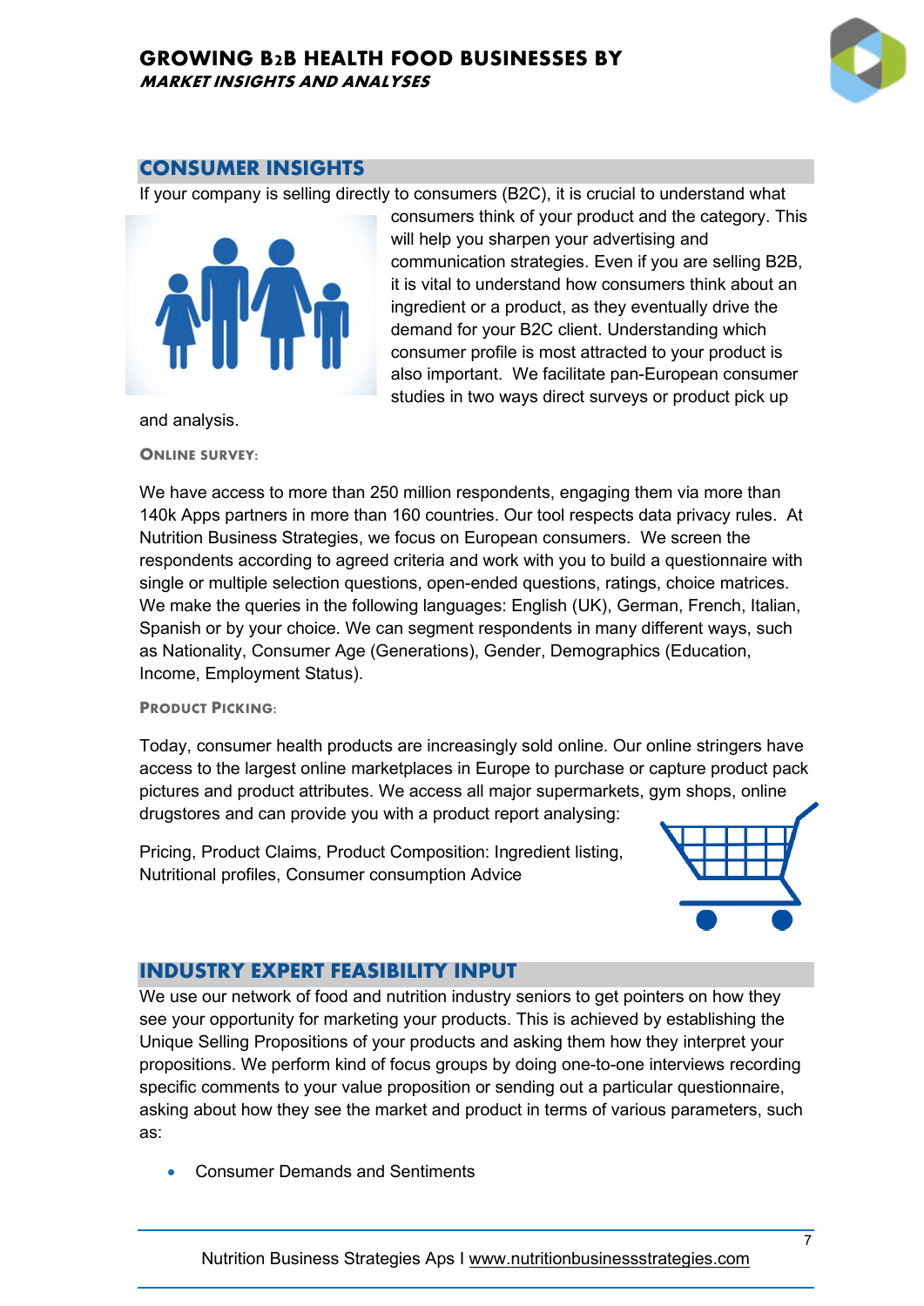## CONSUMER INSIGHTS

If your company is selling directly to consumers (B2C), it is crucial to understand what consumers think of your product and the category. This will help you sharpen your advertising and communication strategies. Even if you are selling B2B, it is vital to understand how consumers think about an ingredient or a product, as they eventually drive the demand for your B2C client. Understanding which consumer profile is most attracted to your product is also important. We facilitate pan-European consumer studies in two ways direct surveys or product pick up and analysis.

### ONLINE SURVEY:

We have access to more than 250 million respondents, engaging them via more than 140k Apps partners in more than 160 countries. Our tool respects data privacy rules. At Nutrition Business Strategies, we focus on European consumers. We screen the respondents according to agreed criteria and work with you to build a questionnaire with single or multiple selection questions, open-ended questions, ratings, choice matrices. We make the queries in the following languages: English (UK), German, French, Italian, Spanish or by your choice. We can segment respondents in many different ways, such as Nationality, Consumer Age (Generations), Gender, Demographics (Education, Income, Employment Status).

### PRODUCT PICKING:

Today, consumer health products are increasingly sold online. Our online stringers have access to the largest online marketplaces in Europe to purchase or capture product pack pictures and product attributes. We access all major supermarkets, gym shops, online drugstores and can provide you with a product report analysing:

Pricing, Product Claims, Product Composition: Ingredient listing, Nutritional profiles, Consumer consumption Advice

## INDUSTRY EXPERT FEASIBILITY INPUT

We use our network of food and nutrition industry seniors to get pointers on how they see your opportunity for marketing your products. This is achieved by establishing the Unique Selling Propositions of your products and asking them how they interpret your propositions. We perform kind of focus groups by doing one-to-one interviews recording specific comments to your value proposition or sending out a particular questionnaire, asking about how they see the market and product in terms of various parameters, such as:

- Consumer Demands and Sentiments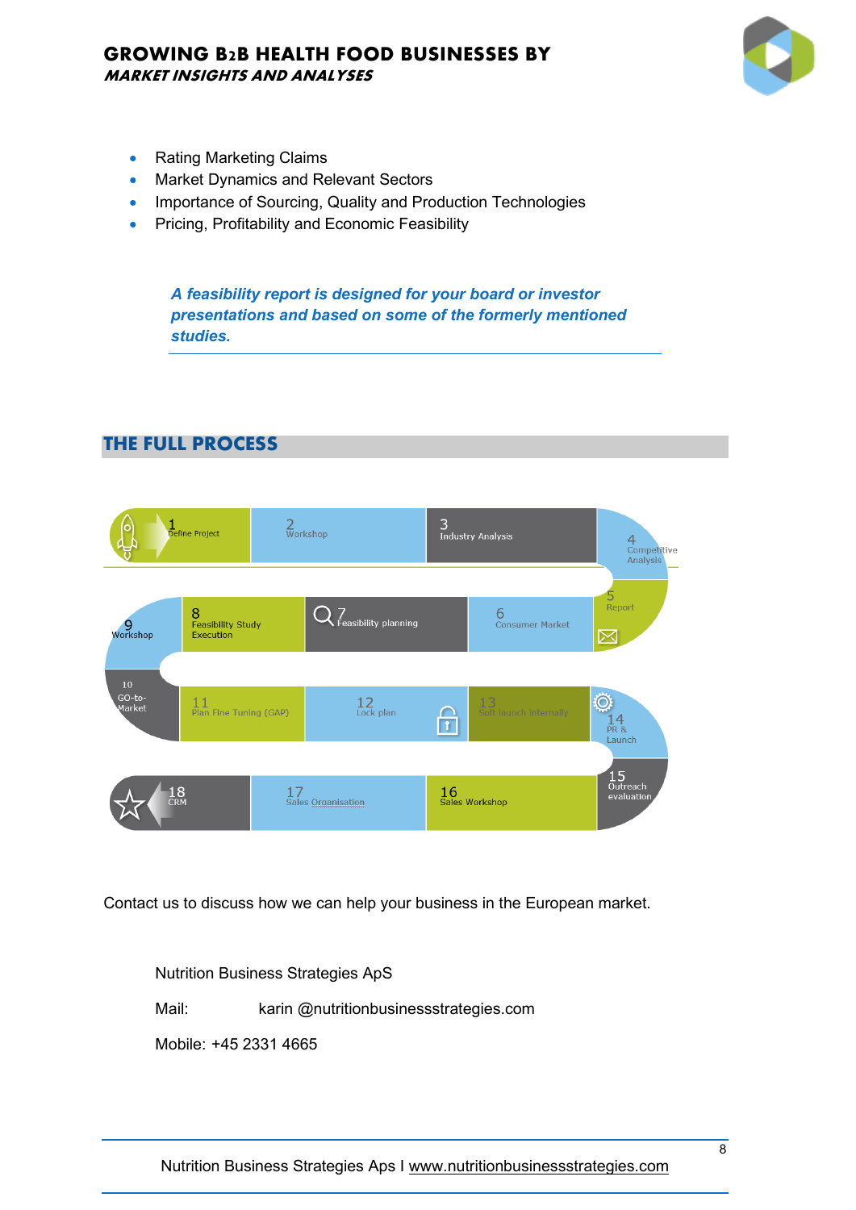- Rating Marketing Claims
- Market Dynamics and Relevant Sectors
- Importance of Sourcing, Quality and Production Technologies
- Pricing, Profitability and Economic Feasibility

***A feasibility report is designed for your board or investor presentations and based on some of the formerly mentioned studies.***

## THE FULL PROCESS

1 Define Project

2 Workshop

3 Industry Analysis

4 Competitive Analysis

5 Report

6 Consumer Market

7 Feasibility planning

8 Feasibility Study Execution

9 Workshop

10 GO-to-Market

11 Plan Fine Tuning (GAP)

12 Lock plan

13 Soft launch internally

14 PR & Launch

15 Outreach evaluation

16 Sales Workshop

17 Sales Organisation

18 CRM

Contact us to discuss how we can help your business in the European market.

Nutrition Business Strategies ApS

Mail: karin @nutritionbusinessstrategies.com

Mobile: +45 2331 4665